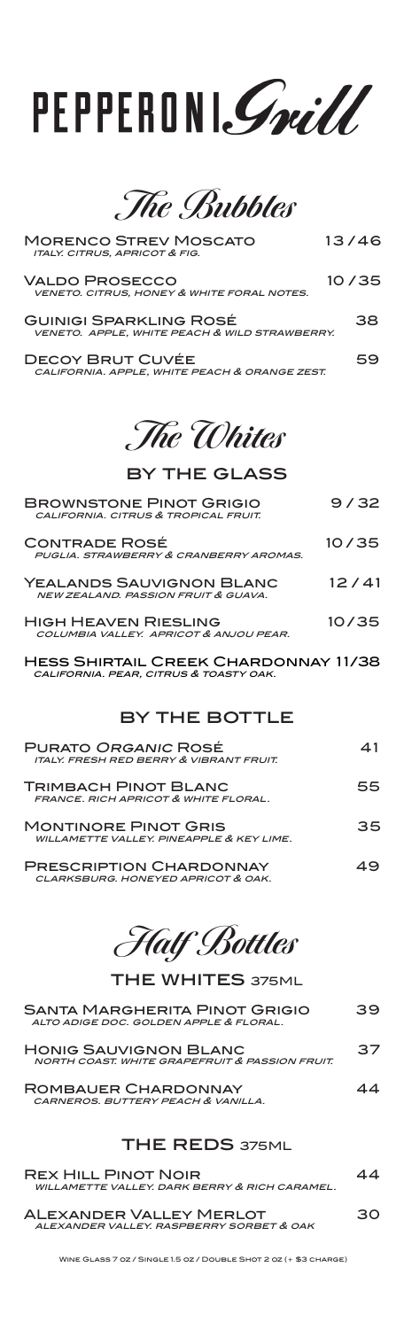# PEPPERONI *Grill*

## *The Bubbles*

**MORENCO STREV MOSCATO** 13/46
*ITALY. CITRUS, APRICOT & FIG.*

**VALDO PROSECCO** 10/35
*VENETO. CITRUS, HONEY & WHITE FORAL NOTES.*

**GUINIGI SPARKLING ROSÉ** 38
*VENETO. APPLE, WHITE PEACH & WILD STRAWBERRY.*

**DECOY BRUT CUVÉE** 59
*CALIFORNIA. APPLE, WHITE PEACH & ORANGE ZEST.*

## *The Whites*

### BY THE GLASS

**BROWNSTONE PINOT GRIGIO** 9/32
*CALIFORNIA. CITRUS & TROPICAL FRUIT.*

**CONTRADE ROSÉ** 10/35
*PUGLIA. STRAWBERRY & CRANBERRY AROMAS.*

**YEALANDS SAUVIGNON BLANC** 12/41
*NEW ZEALAND. PASSION FRUIT & GUAVA.*

**HIGH HEAVEN RIESLING** 10/35
*COLUMBIA VALLEY. APRICOT & ANJOU PEAR.*

**HESS SHIRTAIL CREEK CHARDONNAY** 11/38
*CALIFORNIA. PEAR, CITRUS & TOASTY OAK.*

### BY THE BOTTLE

**PURATO *ORGANIC* ROSÉ** 41
*ITALY. FRESH RED BERRY & VIBRANT FRUIT.*

**TRIMBACH PINOT BLANC** 55
*FRANCE. RICH APRICOT & WHITE FLORAL.*

**MONTINORE PINOT GRIS** 35
*WILLAMETTE VALLEY. PINEAPPLE & KEY LIME.*

**PRESCRIPTION CHARDONNAY** 49
*CLARKSBURG. HONEYED APRICOT & OAK.*

## *Half Bottles*

### THE WHITES 375ML

**SANTA MARGHERITA PINOT GRIGIO** 39
*ALTO ADIGE DOC. GOLDEN APPLE & FLORAL.*

**HONIG SAUVIGNON BLANC** 37
*NORTH COAST. WHITE GRAPEFRUIT & PASSION FRUIT.*

**ROMBAUER CHARDONNAY** 44
*CARNEROS. BUTTERY PEACH & VANILLA.*

### THE REDS 375ML

**REX HILL PINOT NOIR** 44
*WILLAMETTE VALLEY. DARK BERRY & RICH CARAMEL.*

**ALEXANDER VALLEY MERLOT** 30
*ALEXANDER VALLEY. RASPBERRY SORBET & OAK*

WINE GLASS 7 OZ / SINGLE 1.5 OZ / DOUBLE SHOT 2 OZ (+ $3 CHARGE)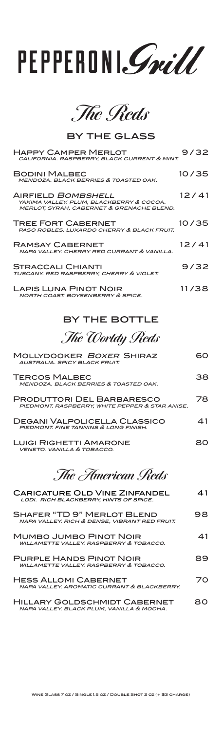# PEPPERONI Grill

## The Reds

### BY THE GLASS

**HAPPY CAMPER MERLOT** 9/32
*CALIFORNIA. RASPBERRY, BLACK CURRENT & MINT.*

**BODINI MALBEC** 10/35
*MENDOZA. BLACK BERRIES & TOASTED OAK.*

**AIRFIELD *BOMBSHELL*** 12/41
*YAKIMA VALLEY. PLUM, BLACKBERRY & COCOA. MERLOT, SYRAH, CABERNET & GRENACHE BLEND.*

**TREE FORT CABERNET** 10/35
*PASO ROBLES. LUXARDO CHERRY & BLACK FRUIT.*

**RAMSAY CABERNET** 12/41
*NAPA VALLEY. CHERRY RED CURRANT & VANILLA.*

**STRACCALI CHIANTI** 9/32
*TUSCANY. RED RASPBERRY, CHERRY & VIOLET.*

**LAPIS LUNA PINOT NOIR** 11/38
*NORTH COAST. BOYSENBERRY & SPICE.*

### BY THE BOTTLE

## The Worldy Reds

**MOLLYDOOKER *BOXER* SHIRAZ** 60
*AUSTRALIA. SPICY BLACK FRUIT.*

**TERCOS MALBEC** 38
*MENDOZA. BLACK BERRIES & TOASTED OAK.*

**PRODUTTORI DEL BARBARESCO** 78
*PIEDMONT. RASPBERRY, WHITE PEPPER & STAR ANISE.*

**DEGANI VALPOLICELLA CLASSICO** 41
*PIEDMONT. FINE TANNINS & LONG FINISH.*

**LUIGI RIGHETTI AMARONE** 80
*VENETO. VANILLA & TOBACCO.*

## The American Reds

**CARICATURE OLD VINE ZINFANDEL** 41
*LODI. RICH BLACKBERRY, HINTS OF SPICE.*

**SHAFER "TD 9" MERLOT BLEND** 98
*NAPA VALLEY. RICH & DENSE, VIBRANT RED FRUIT.*

**MUMBO JUMBO PINOT NOIR** 41
*WILLAMETTE VALLEY. RASPBERRY & TOBACCO.*

**PURPLE HANDS PINOT NOIR** 89
*WILLAMETTE VALLEY. RASPBERRY & TOBACCO.*

**HESS ALLOMI CABERNET** 70
*NAPA VALLEY. AROMATIC CURRANT & BLACKBERRY.*

**HILLARY GOLDSCHMIDT CABERNET** 80
*NAPA VALLEY. BLACK PLUM, VANILLA & MOCHA.*

Wine Glass 7 oz / Single 1.5 oz / Double Shot 2 oz (+ $3 charge)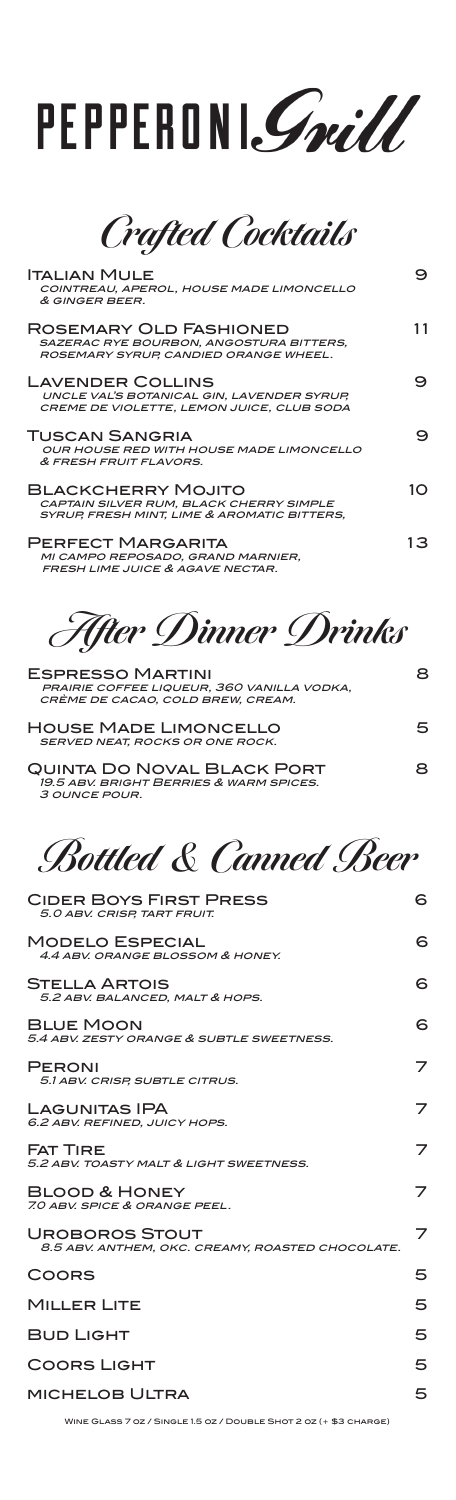# PEPPERONI Grill

## Crafted Cocktails

| | |
|---|---|
| **Italian Mule**<br>*Cointreau, Aperol, house made limoncello & ginger beer.* | 9 |
| **Rosemary Old Fashioned**<br>*Sazerac rye bourbon, Angostura bitters, rosemary syrup, candied orange wheel.* | 11 |
| **Lavender Collins**<br>*Uncle Val's botanical gin, lavender syrup, creme de violette, lemon juice, club soda* | 9 |
| **Tuscan Sangria**<br>*Our house red with house made limoncello & fresh fruit flavors.* | 9 |
| **Blackcherry Mojito**<br>*Captain silver rum, black cherry simple syrup, fresh mint, lime & aromatic bitters,* | 10 |
| **Perfect Margarita**<br>*Mi Campo reposado, Grand Marnier, fresh lime juice & agave nectar.* | 13 |

## After Dinner Drinks

| | |
|---|---|
| **Espresso Martini**<br>*Prairie coffee liqueur, 360 vanilla vodka, crème de cacao, cold brew, cream.* | 8 |
| **House Made Limoncello**<br>*Served neat, rocks or one rock.* | 5 |
| **Quinta Do Noval Black Port**<br>*19.5 ABV. Bright berries & warm spices. 3 ounce pour.* | 8 |

## Bottled & Canned Beer

| | |
|---|---|
| **Cider Boys First Press**<br>*5.0 ABV. Crisp, tart fruit.* | 6 |
| **Modelo Especial**<br>*4.4 ABV. Orange blossom & honey.* | 6 |
| **Stella Artois**<br>*5.2 ABV. Balanced, malt & hops.* | 6 |
| **Blue Moon**<br>*5.4 ABV. Zesty orange & subtle sweetness.* | 6 |
| **Peroni**<br>*5.1 ABV. Crisp, subtle citrus.* | 7 |
| **Lagunitas IPA**<br>*6.2 ABV. Refined, juicy hops.* | 7 |
| **Fat Tire**<br>*5.2 ABV. Toasty malt & light sweetness.* | 7 |
| **Blood & Honey**<br>*7.0 ABV. Spice & orange peel.* | 7 |
| **Uroboros Stout**<br>*8.5 ABV. Anthem, OKC. Creamy, roasted chocolate.* | 7 |
| **Coors** | 5 |
| **Miller Lite** | 5 |
| **Bud Light** | 5 |
| **Coors Light** | 5 |
| **Michelob Ultra** | 5 |

Wine Glass 7 oz / Single 1.5 oz / Double Shot 2 oz (+ $3 charge)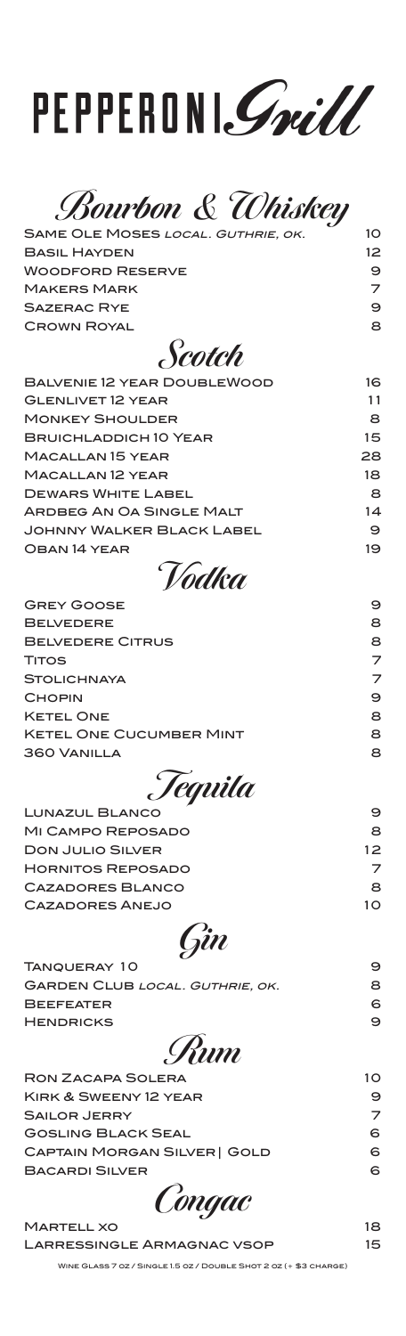# PEPPERONI *Grill*

## *Bourbon & Whiskey*

| | |
|---|---|
| Same Ole Moses *local. Guthrie, ok.* | 10 |
| Basil Hayden | 12 |
| Woodford Reserve | 9 |
| Makers Mark | 7 |
| Sazerac Rye | 9 |
| Crown Royal | 8 |

## *Scotch*

| | |
|---|---|
| Balvenie 12 Year DoubleWood | 16 |
| Glenlivet 12 Year | 11 |
| Monkey Shoulder | 8 |
| Bruichladdich 10 Year | 15 |
| Macallan 15 Year | 28 |
| Macallan 12 Year | 18 |
| Dewars White Label | 8 |
| Ardbeg An Oa Single Malt | 14 |
| Johnny Walker Black Label | 9 |
| Oban 14 Year | 19 |

## *Vodka*

| | |
|---|---|
| Grey Goose | 9 |
| Belvedere | 8 |
| Belvedere Citrus | 8 |
| Titos | 7 |
| Stolichnaya | 7 |
| Chopin | 9 |
| Ketel One | 8 |
| Ketel One Cucumber Mint | 8 |
| 360 Vanilla | 8 |

## *Tequila*

| | |
|---|---|
| Lunazul Blanco | 9 |
| Mi Campo Reposado | 8 |
| Don Julio Silver | 12 |
| Hornitos Reposado | 7 |
| Cazadores Blanco | 8 |
| Cazadores Anejo | 10 |

## *Gin*

| | |
|---|---|
| Tanqueray 10 | 9 |
| Garden Club *local. Guthrie, ok.* | 8 |
| Beefeater | 6 |
| Hendricks | 9 |

## *Rum*

| | |
|---|---|
| Ron Zacapa Solera | 10 |
| Kirk & Sweeny 12 Year | 9 |
| Sailor Jerry | 7 |
| Gosling Black Seal | 6 |
| Captain Morgan Silver\| Gold | 6 |
| Bacardi Silver | 6 |

## *Congac*

| | |
|---|---|
| Martell XO | 18 |
| Larressingle Armagnac VSOP | 15 |

Wine Glass 7 oz / Single 1.5 oz / Double Shot 2 oz (+ $3 charge)